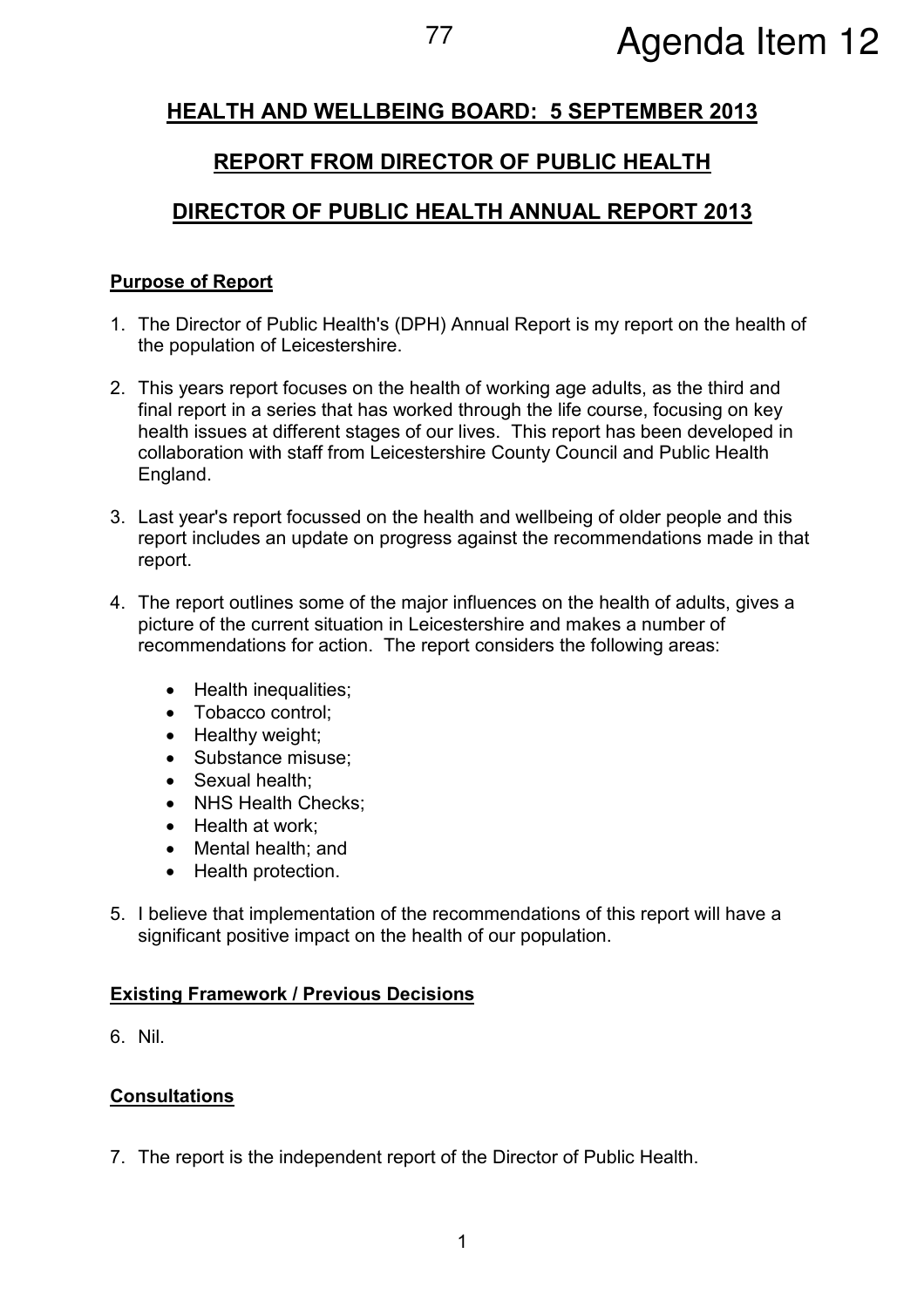# Agenda Item 12

## HEALTH AND WELLBEING BOARD: 5 SEPTEMBER 2013

## REPORT FROM DIRECTOR OF PUBLIC HEALTH

## DIRECTOR OF PUBLIC HEALTH ANNUAL REPORT 2013

### Purpose of Report

1. The Director of Public Health's (DPH) Annual Report is my report on the health of the population of Leicestershire.

2. This years report focuses on the health of working age adults, as the third and final report in a series that has worked through the life course, focusing on key health issues at different stages of our lives. This report has been developed in collaboration with staff from Leicestershire County Council and Public Health England.

3. Last year's report focussed on the health and wellbeing of older people and this report includes an update on progress against the recommendations made in that report.

4. The report outlines some of the major influences on the health of adults, gives a picture of the current situation in Leicestershire and makes a number of recommendations for action. The report considers the following areas:

   - Health inequalities;
   - Tobacco control;
   - Healthy weight;
   - Substance misuse;
   - Sexual health;
   - NHS Health Checks;
   - Health at work;
   - Mental health; and
   - Health protection.

5. I believe that implementation of the recommendations of this report will have a significant positive impact on the health of our population.

### Existing Framework / Previous Decisions

6. Nil.

### Consultations

7. The report is the independent report of the Director of Public Health.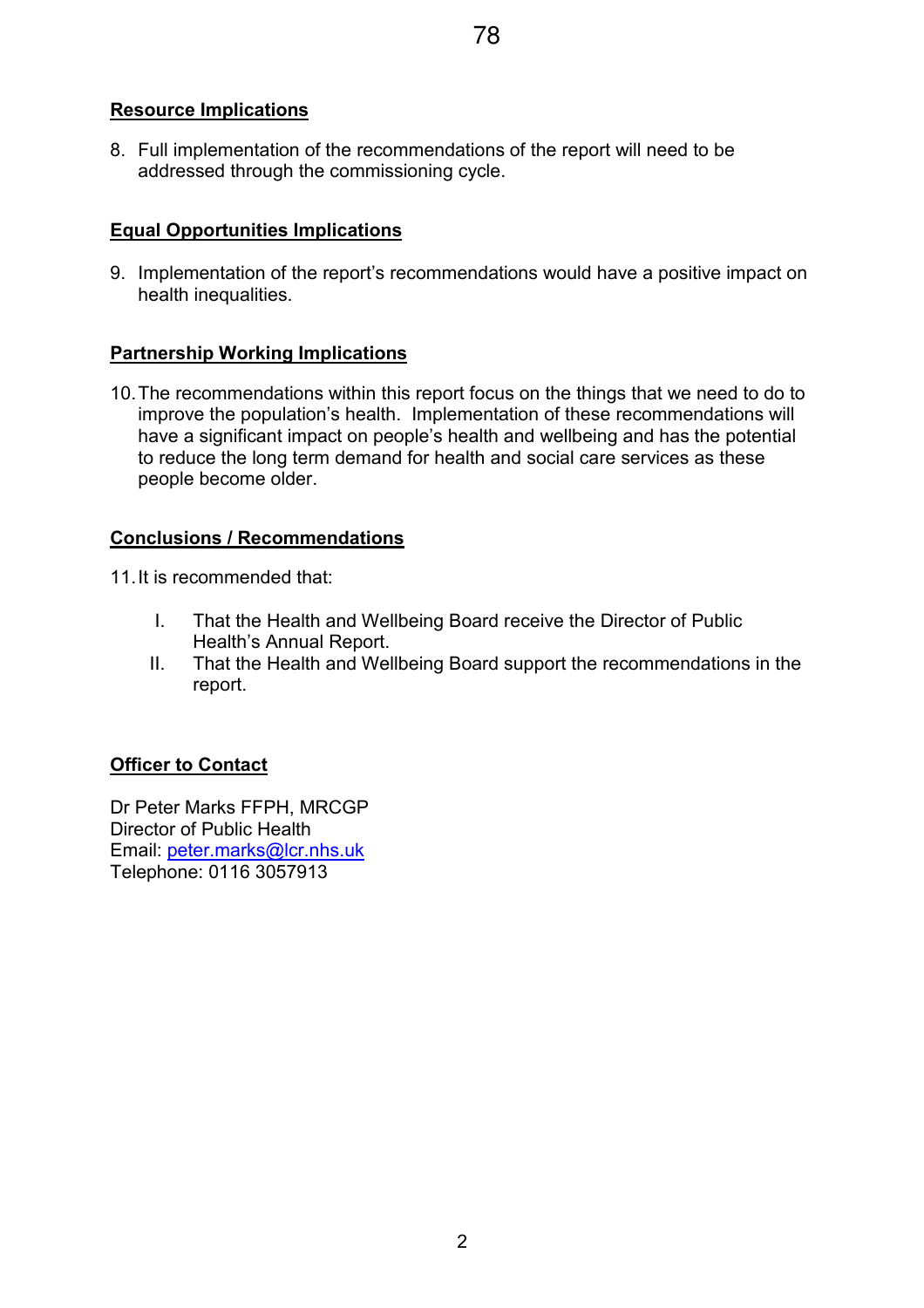## Resource Implications

8. Full implementation of the recommendations of the report will need to be addressed through the commissioning cycle.

## Equal Opportunities Implications

9. Implementation of the report's recommendations would have a positive impact on health inequalities.

## Partnership Working Implications

10. The recommendations within this report focus on the things that we need to do to improve the population's health. Implementation of these recommendations will have a significant impact on people's health and wellbeing and has the potential to reduce the long term demand for health and social care services as these people become older.

## Conclusions / Recommendations

11. It is recommended that:

    I. That the Health and Wellbeing Board receive the Director of Public Health's Annual Report.
    
    II. That the Health and Wellbeing Board support the recommendations in the report.

## Officer to Contact

Dr Peter Marks FFPH, MRCGP  
Director of Public Health  
Email: peter.marks@lcr.nhs.uk  
Telephone: 0116 3057913